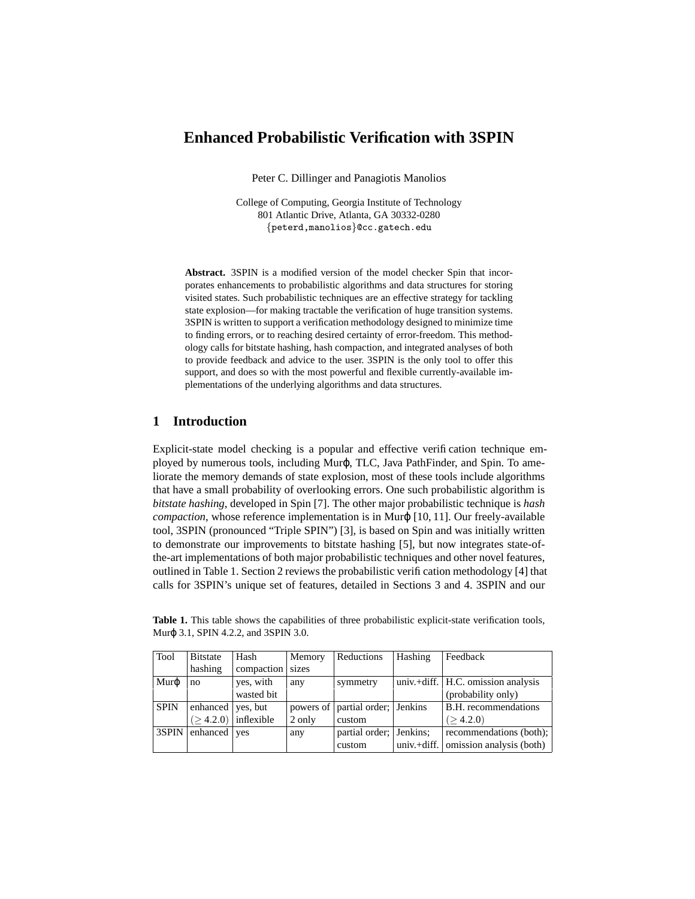# Enhanced Probabilistic Verification with 3SPIN

Peter C. Dillinger and Panagiotis Manolios

College of Computing, Georgia Institute of Technology
801 Atlantic Drive, Atlanta, GA 30332-0280
{peterd,manolios}@cc.gatech.edu

**Abstract.** 3SPIN is a modified version of the model checker Spin that incorporates enhancements to probabilistic algorithms and data structures for storing visited states. Such probabilistic techniques are an effective strategy for tackling state explosion—for making tractable the verification of huge transition systems. 3SPIN is written to support a verification methodology designed to minimize time to finding errors, or to reaching desired certainty of error-freedom. This methodology calls for bitstate hashing, hash compaction, and integrated analyses of both to provide feedback and advice to the user. 3SPIN is the only tool to offer this support, and does so with the most powerful and flexible currently-available implementations of the underlying algorithms and data structures.

## 1 Introduction

Explicit-state model checking is a popular and effective verification technique employed by numerous tools, including Murφ, TLC, Java PathFinder, and Spin. To ameliorate the memory demands of state explosion, most of these tools include algorithms that have a small probability of overlooking errors. One such probabilistic algorithm is *bitstate hashing*, developed in Spin [7]. The other major probabilistic technique is *hash compaction*, whose reference implementation is in Murφ [10, 11]. Our freely-available tool, 3SPIN (pronounced "Triple SPIN") [3], is based on Spin and was initially written to demonstrate our improvements to bitstate hashing [5], but now integrates state-of-the-art implementations of both major probabilistic techniques and other novel features, outlined in Table 1. Section 2 reviews the probabilistic verification methodology [4] that calls for 3SPIN's unique set of features, detailed in Sections 3 and 4. 3SPIN and our

**Table 1.** This table shows the capabilities of three probabilistic explicit-state verification tools, Murφ 3.1, SPIN 4.2.2, and 3SPIN 3.0.

| Tool | Bitstate hashing | Hash compaction | Memory sizes | Reductions | Hashing | Feedback |
|---|---|---|---|---|---|---|
| Murφ | no | yes, with wasted bit | any | symmetry | univ.+diff. | H.C. omission analysis (probability only) |
| SPIN | enhanced ($\geq$ 4.2.0) | yes, but inflexible | powers of 2 only | partial order; custom | Jenkins | B.H. recommendations ($\geq$ 4.2.0) |
| 3SPIN | enhanced | yes | any | partial order; custom | Jenkins; univ.+diff. | recommendations (both); omission analysis (both) |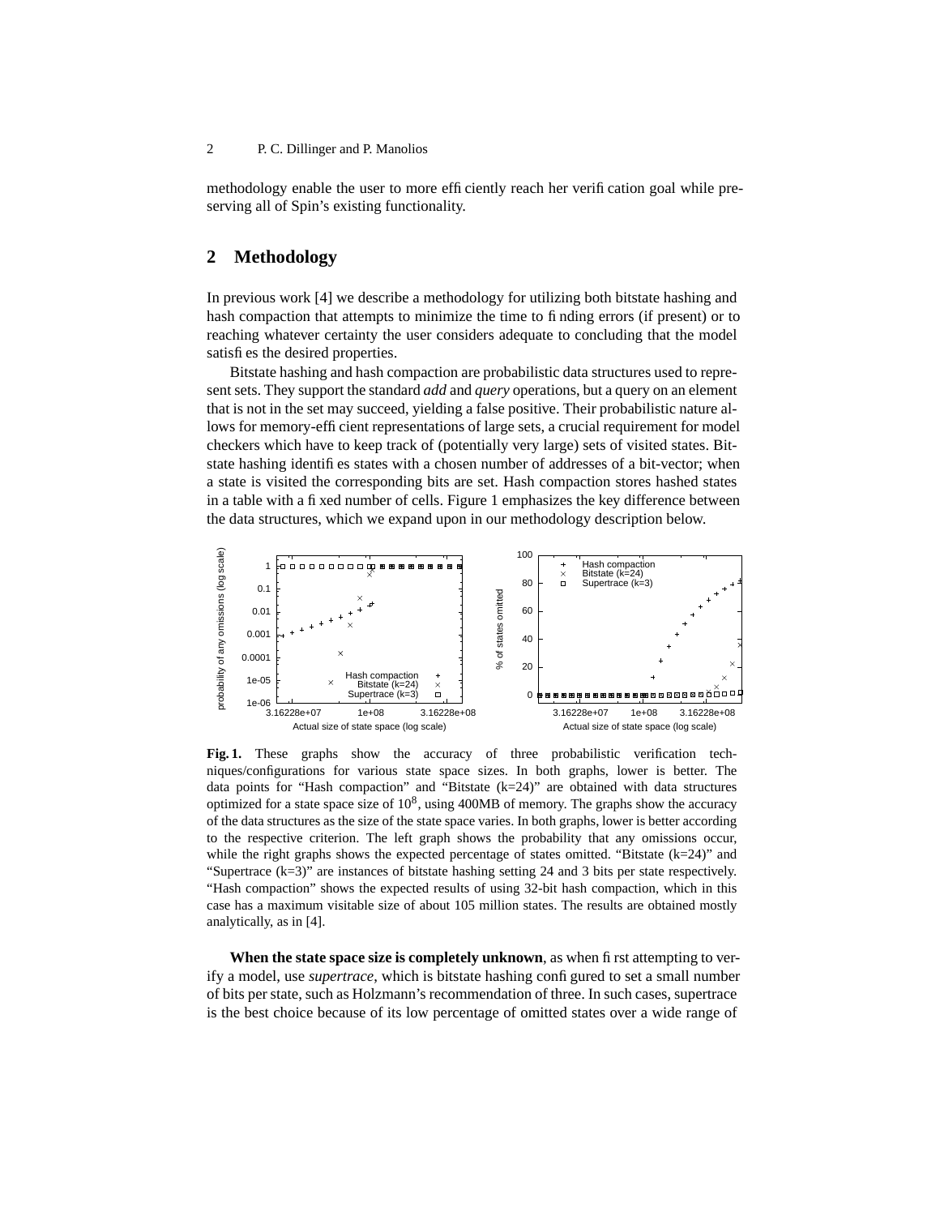methodology enable the user to more efficiently reach her verification goal while preserving all of Spin's existing functionality.

## 2 Methodology

In previous work [4] we describe a methodology for utilizing both bitstate hashing and hash compaction that attempts to minimize the time to finding errors (if present) or to reaching whatever certainty the user considers adequate to concluding that the model satisfies the desired properties.

Bitstate hashing and hash compaction are probabilistic data structures used to represent sets. They support the standard *add* and *query* operations, but a query on an element that is not in the set may succeed, yielding a false positive. Their probabilistic nature allows for memory-efficient representations of large sets, a crucial requirement for model checkers which have to keep track of (potentially very large) sets of visited states. Bitstate hashing identifies states with a chosen number of addresses of a bit-vector; when a state is visited the corresponding bits are set. Hash compaction stores hashed states in a table with a fixed number of cells. Figure 1 emphasizes the key difference between the data structures, which we expand upon in our methodology description below.

**Fig. 1.** These graphs show the accuracy of three probabilistic verification techniques/configurations for various state space sizes. In both graphs, lower is better. The data points for "Hash compaction" and "Bitstate (k=24)" are obtained with data structures optimized for a state space size of $10^8$, using 400MB of memory. The graphs show the accuracy of the data structures as the size of the state space varies. In both graphs, lower is better according to the respective criterion. The left graph shows the probability that any omissions occur, while the right graphs shows the expected percentage of states omitted. "Bitstate (k=24)" and "Supertrace (k=3)" are instances of bitstate hashing setting 24 and 3 bits per state respectively. "Hash compaction" shows the expected results of using 32-bit hash compaction, which in this case has a maximum visitable size of about 105 million states. The results are obtained mostly analytically, as in [4].

**When the state space size is completely unknown**, as when first attempting to verify a model, use *supertrace*, which is bitstate hashing configured to set a small number of bits per state, such as Holzmann's recommendation of three. In such cases, supertrace is the best choice because of its low percentage of omitted states over a wide range of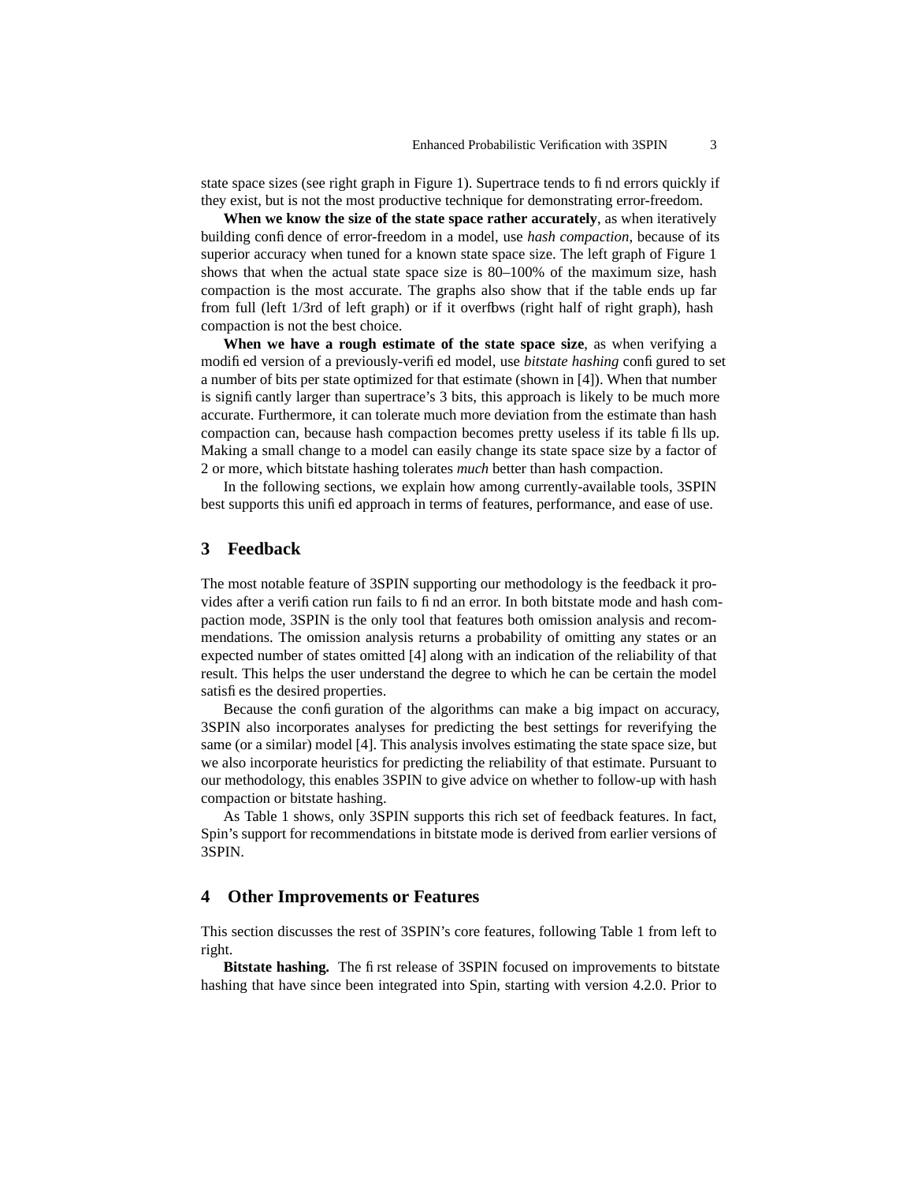state space sizes (see right graph in Figure 1). Supertrace tends to find errors quickly if they exist, but is not the most productive technique for demonstrating error-freedom.

**When we know the size of the state space rather accurately**, as when iteratively building confidence of error-freedom in a model, use *hash compaction*, because of its superior accuracy when tuned for a known state space size. The left graph of Figure 1 shows that when the actual state space size is 80–100% of the maximum size, hash compaction is the most accurate. The graphs also show that if the table ends up far from full (left 1/3rd of left graph) or if it overflows (right half of right graph), hash compaction is not the best choice.

**When we have a rough estimate of the state space size**, as when verifying a modified version of a previously-verified model, use *bitstate hashing* configured to set a number of bits per state optimized for that estimate (shown in [4]). When that number is significantly larger than supertrace's 3 bits, this approach is likely to be much more accurate. Furthermore, it can tolerate much more deviation from the estimate than hash compaction can, because hash compaction becomes pretty useless if its table fills up. Making a small change to a model can easily change its state space size by a factor of 2 or more, which bitstate hashing tolerates *much* better than hash compaction.

In the following sections, we explain how among currently-available tools, 3SPIN best supports this unified approach in terms of features, performance, and ease of use.

## 3 Feedback

The most notable feature of 3SPIN supporting our methodology is the feedback it provides after a verification run fails to find an error. In both bitstate mode and hash compaction mode, 3SPIN is the only tool that features both omission analysis and recommendations. The omission analysis returns a probability of omitting any states or an expected number of states omitted [4] along with an indication of the reliability of that result. This helps the user understand the degree to which he can be certain the model satisfies the desired properties.

Because the configuration of the algorithms can make a big impact on accuracy, 3SPIN also incorporates analyses for predicting the best settings for reverifying the same (or a similar) model [4]. This analysis involves estimating the state space size, but we also incorporate heuristics for predicting the reliability of that estimate. Pursuant to our methodology, this enables 3SPIN to give advice on whether to follow-up with hash compaction or bitstate hashing.

As Table 1 shows, only 3SPIN supports this rich set of feedback features. In fact, Spin's support for recommendations in bitstate mode is derived from earlier versions of 3SPIN.

## 4 Other Improvements or Features

This section discusses the rest of 3SPIN's core features, following Table 1 from left to right.

**Bitstate hashing.** The first release of 3SPIN focused on improvements to bitstate hashing that have since been integrated into Spin, starting with version 4.2.0. Prior to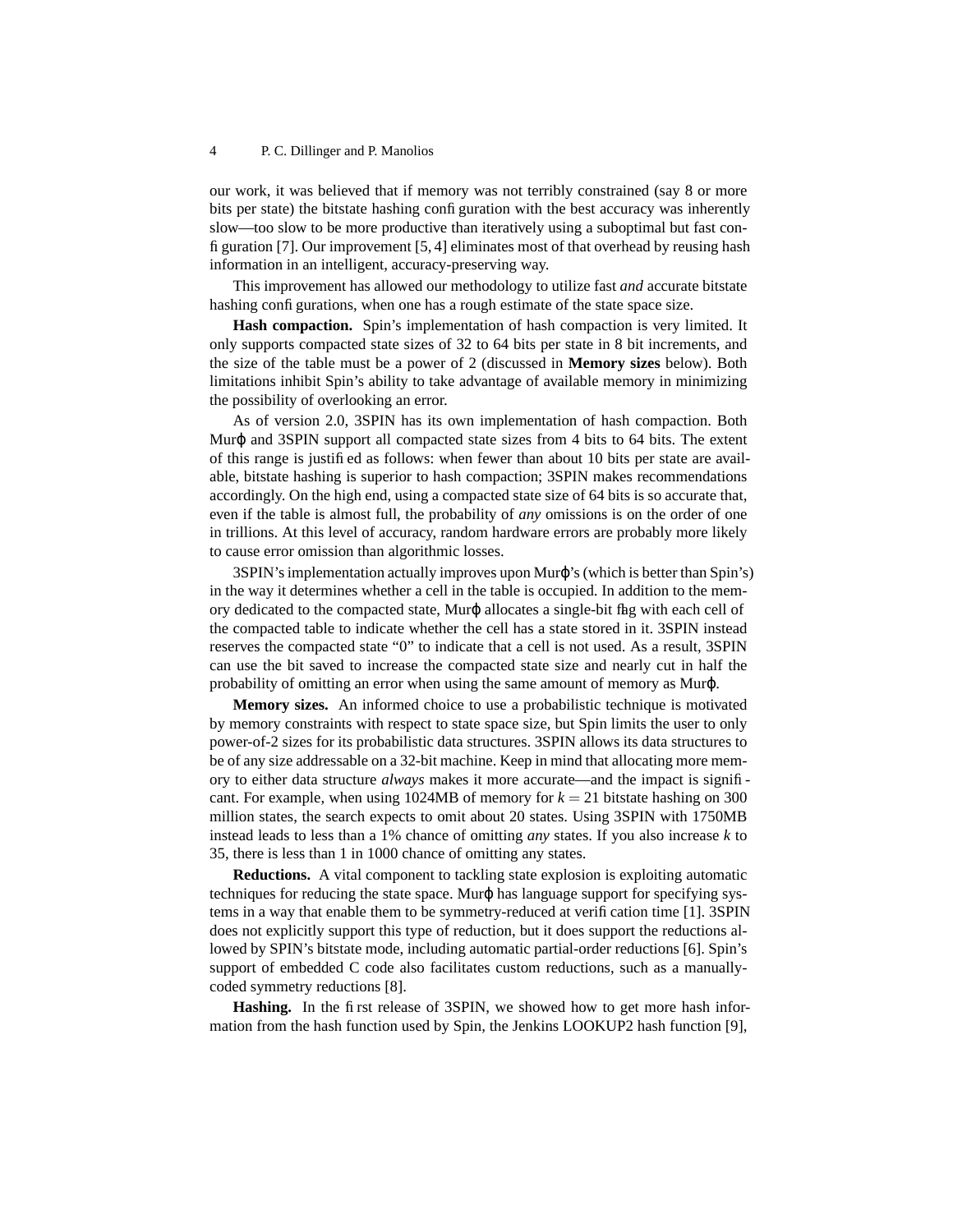our work, it was believed that if memory was not terribly constrained (say 8 or more bits per state) the bitstate hashing configuration with the best accuracy was inherently slow—too slow to be more productive than iteratively using a suboptimal but fast configuration [7]. Our improvement [5, 4] eliminates most of that overhead by reusing hash information in an intelligent, accuracy-preserving way.

This improvement has allowed our methodology to utilize fast *and* accurate bitstate hashing configurations, when one has a rough estimate of the state space size.

**Hash compaction.** Spin's implementation of hash compaction is very limited. It only supports compacted state sizes of 32 to 64 bits per state in 8 bit increments, and the size of the table must be a power of 2 (discussed in **Memory sizes** below). Both limitations inhibit Spin's ability to take advantage of available memory in minimizing the possibility of overlooking an error.

As of version 2.0, 3SPIN has its own implementation of hash compaction. Both Murϕ and 3SPIN support all compacted state sizes from 4 bits to 64 bits. The extent of this range is justified as follows: when fewer than about 10 bits per state are available, bitstate hashing is superior to hash compaction; 3SPIN makes recommendations accordingly. On the high end, using a compacted state size of 64 bits is so accurate that, even if the table is almost full, the probability of *any* omissions is on the order of one in trillions. At this level of accuracy, random hardware errors are probably more likely to cause error omission than algorithmic losses.

3SPIN's implementation actually improves upon Murϕ's (which is better than Spin's) in the way it determines whether a cell in the table is occupied. In addition to the memory dedicated to the compacted state, Murϕ allocates a single-bit flag with each cell of the compacted table to indicate whether the cell has a state stored in it. 3SPIN instead reserves the compacted state "0" to indicate that a cell is not used. As a result, 3SPIN can use the bit saved to increase the compacted state size and nearly cut in half the probability of omitting an error when using the same amount of memory as Murϕ.

**Memory sizes.** An informed choice to use a probabilistic technique is motivated by memory constraints with respect to state space size, but Spin limits the user to only power-of-2 sizes for its probabilistic data structures. 3SPIN allows its data structures to be of any size addressable on a 32-bit machine. Keep in mind that allocating more memory to either data structure *always* makes it more accurate—and the impact is significant. For example, when using 1024MB of memory for $k = 21$ bitstate hashing on 300 million states, the search expects to omit about 20 states. Using 3SPIN with 1750MB instead leads to less than a 1% chance of omitting *any* states. If you also increase $k$ to 35, there is less than 1 in 1000 chance of omitting any states.

**Reductions.** A vital component to tackling state explosion is exploiting automatic techniques for reducing the state space. Murϕ has language support for specifying systems in a way that enable them to be symmetry-reduced at verification time [1]. 3SPIN does not explicitly support this type of reduction, but it does support the reductions allowed by SPIN's bitstate mode, including automatic partial-order reductions [6]. Spin's support of embedded C code also facilitates custom reductions, such as a manually-coded symmetry reductions [8].

**Hashing.** In the first release of 3SPIN, we showed how to get more hash information from the hash function used by Spin, the Jenkins LOOKUP2 hash function [9],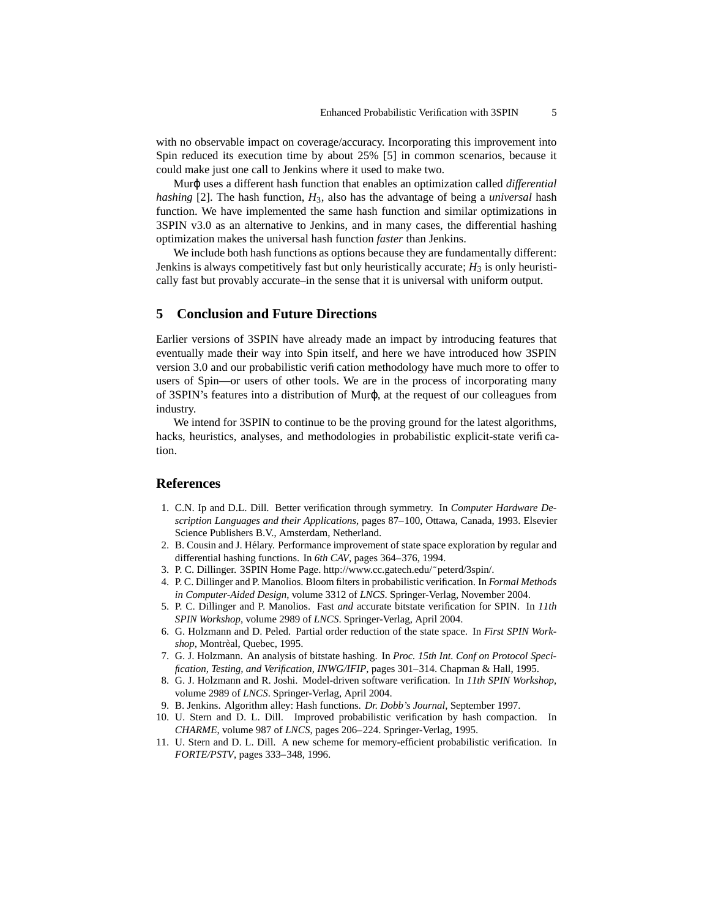with no observable impact on coverage/accuracy. Incorporating this improvement into Spin reduced its execution time by about 25% [5] in common scenarios, because it could make just one call to Jenkins where it used to make two.

Murϕ uses a different hash function that enables an optimization called *differential hashing* [2]. The hash function, $H_3$, also has the advantage of being a *universal* hash function. We have implemented the same hash function and similar optimizations in 3SPIN v3.0 as an alternative to Jenkins, and in many cases, the differential hashing optimization makes the universal hash function *faster* than Jenkins.

We include both hash functions as options because they are fundamentally different: Jenkins is always competitively fast but only heuristically accurate; $H_3$ is only heuristically fast but provably accurate–in the sense that it is universal with uniform output.

## 5 Conclusion and Future Directions

Earlier versions of 3SPIN have already made an impact by introducing features that eventually made their way into Spin itself, and here we have introduced how 3SPIN version 3.0 and our probabilistic verification methodology have much more to offer to users of Spin—or users of other tools. We are in the process of incorporating many of 3SPIN's features into a distribution of Murϕ, at the request of our colleagues from industry.

We intend for 3SPIN to continue to be the proving ground for the latest algorithms, hacks, heuristics, analyses, and methodologies in probabilistic explicit-state verification.

## References

1. C.N. Ip and D.L. Dill. Better verification through symmetry. In *Computer Hardware Description Languages and their Applications*, pages 87–100, Ottawa, Canada, 1993. Elsevier Science Publishers B.V., Amsterdam, Netherland.
2. B. Cousin and J. Hélary. Performance improvement of state space exploration by regular and differential hashing functions. In *6th CAV*, pages 364–376, 1994.
3. P. C. Dillinger. 3SPIN Home Page. http://www.cc.gatech.edu/~peterd/3spin/.
4. P. C. Dillinger and P. Manolios. Bloom filters in probabilistic verification. In *Formal Methods in Computer-Aided Design*, volume 3312 of *LNCS*. Springer-Verlag, November 2004.
5. P. C. Dillinger and P. Manolios. Fast *and* accurate bitstate verification for SPIN. In *11th SPIN Workshop*, volume 2989 of *LNCS*. Springer-Verlag, April 2004.
6. G. Holzmann and D. Peled. Partial order reduction of the state space. In *First SPIN Workshop*, Montrèal, Quebec, 1995.
7. G. J. Holzmann. An analysis of bitstate hashing. In *Proc. 15th Int. Conf on Protocol Specification, Testing, and Verification, INWG/IFIP*, pages 301–314. Chapman & Hall, 1995.
8. G. J. Holzmann and R. Joshi. Model-driven software verification. In *11th SPIN Workshop*, volume 2989 of *LNCS*. Springer-Verlag, April 2004.
9. B. Jenkins. Algorithm alley: Hash functions. *Dr. Dobb's Journal*, September 1997.
10. U. Stern and D. L. Dill. Improved probabilistic verification by hash compaction. In *CHARME*, volume 987 of *LNCS*, pages 206–224. Springer-Verlag, 1995.
11. U. Stern and D. L. Dill. A new scheme for memory-efficient probabilistic verification. In *FORTE/PSTV*, pages 333–348, 1996.